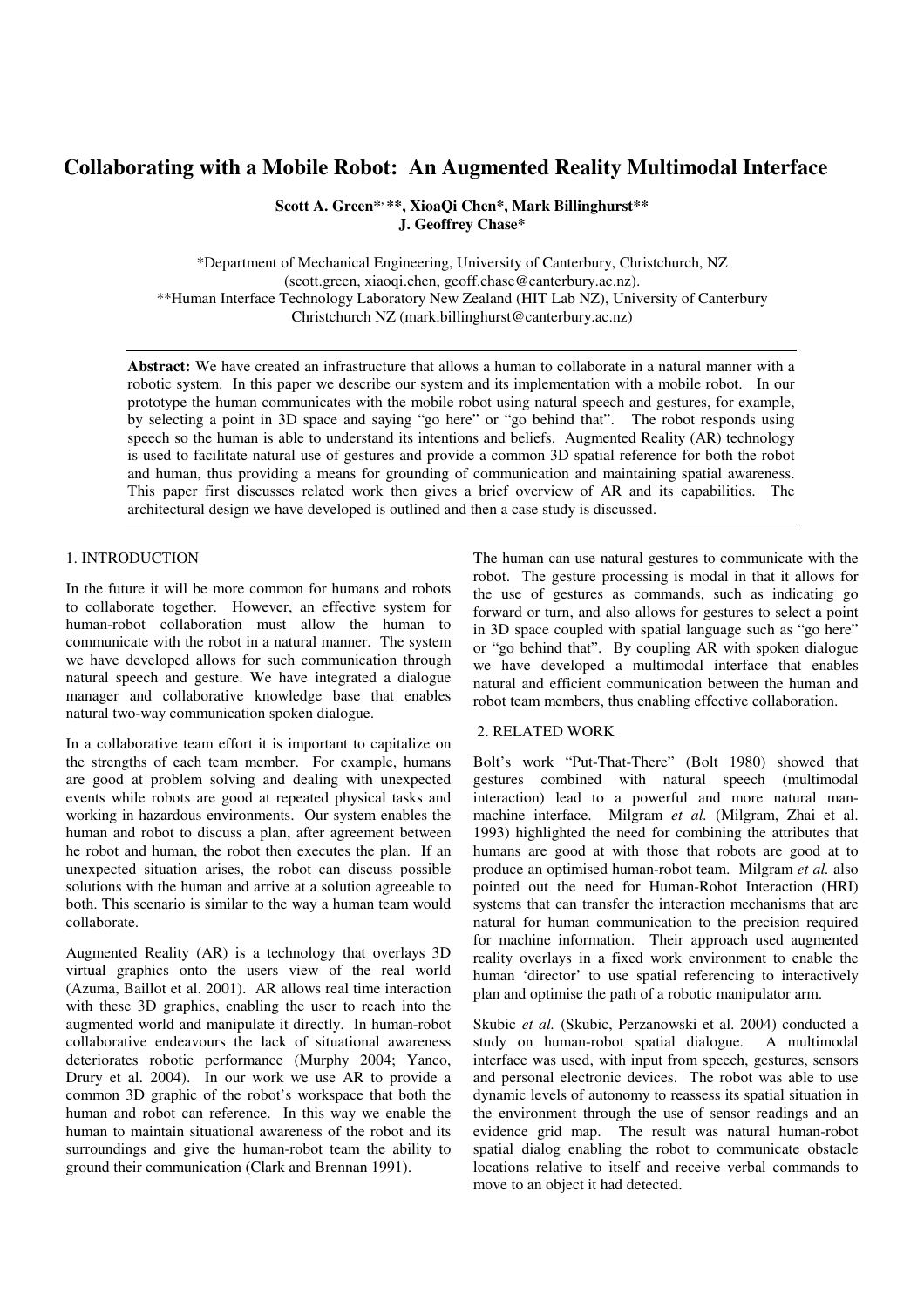# Collaborating with a Mobile Robot: An Augmented Reality Multimodal Interface

**Scott A. Green*, **, XioaQi Chen*, Mark Billinghurst****
**J. Geoffrey Chase***

*Department of Mechanical Engineering, University of Canterbury, Christchurch, NZ
(scott.green, xiaoqi.chen, geoff.chase@canterbury.ac.nz).
**Human Interface Technology Laboratory New Zealand (HIT Lab NZ), University of Canterbury
Christchurch NZ (mark.billinghurst@canterbury.ac.nz)

**Abstract:** We have created an infrastructure that allows a human to collaborate in a natural manner with a robotic system. In this paper we describe our system and its implementation with a mobile robot. In our prototype the human communicates with the mobile robot using natural speech and gestures, for example, by selecting a point in 3D space and saying "go here" or "go behind that". The robot responds using speech so the human is able to understand its intentions and beliefs. Augmented Reality (AR) technology is used to facilitate natural use of gestures and provide a common 3D spatial reference for both the robot and human, thus providing a means for grounding of communication and maintaining spatial awareness. This paper first discusses related work then gives a brief overview of AR and its capabilities. The architectural design we have developed is outlined and then a case study is discussed.

## 1. INTRODUCTION

In the future it will be more common for humans and robots to collaborate together. However, an effective system for human-robot collaboration must allow the human to communicate with the robot in a natural manner. The system we have developed allows for such communication through natural speech and gesture. We have integrated a dialogue manager and collaborative knowledge base that enables natural two-way communication spoken dialogue.

In a collaborative team effort it is important to capitalize on the strengths of each team member. For example, humans are good at problem solving and dealing with unexpected events while robots are good at repeated physical tasks and working in hazardous environments. Our system enables the human and robot to discuss a plan, after agreement between he robot and human, the robot then executes the plan. If an unexpected situation arises, the robot can discuss possible solutions with the human and arrive at a solution agreeable to both. This scenario is similar to the way a human team would collaborate.

Augmented Reality (AR) is a technology that overlays 3D virtual graphics onto the users view of the real world (Azuma, Baillot et al. 2001). AR allows real time interaction with these 3D graphics, enabling the user to reach into the augmented world and manipulate it directly. In human-robot collaborative endeavours the lack of situational awareness deteriorates robotic performance (Murphy 2004; Yanco, Drury et al. 2004). In our work we use AR to provide a common 3D graphic of the robot's workspace that both the human and robot can reference. In this way we enable the human to maintain situational awareness of the robot and its surroundings and give the human-robot team the ability to ground their communication (Clark and Brennan 1991).

The human can use natural gestures to communicate with the robot. The gesture processing is modal in that it allows for the use of gestures as commands, such as indicating go forward or turn, and also allows for gestures to select a point in 3D space coupled with spatial language such as "go here" or "go behind that". By coupling AR with spoken dialogue we have developed a multimodal interface that enables natural and efficient communication between the human and robot team members, thus enabling effective collaboration.

## 2. RELATED WORK

Bolt's work "Put-That-There" (Bolt 1980) showed that gestures combined with natural speech (multimodal interaction) lead to a powerful and more natural man-machine interface. Milgram *et al.* (Milgram, Zhai et al. 1993) highlighted the need for combining the attributes that humans are good at with those that robots are good at to produce an optimised human-robot team. Milgram *et al.* also pointed out the need for Human-Robot Interaction (HRI) systems that can transfer the interaction mechanisms that are natural for human communication to the precision required for machine information. Their approach used augmented reality overlays in a fixed work environment to enable the human 'director' to use spatial referencing to interactively plan and optimise the path of a robotic manipulator arm.

Skubic *et al.* (Skubic, Perzanowski et al. 2004) conducted a study on human-robot spatial dialogue. A multimodal interface was used, with input from speech, gestures, sensors and personal electronic devices. The robot was able to use dynamic levels of autonomy to reassess its spatial situation in the environment through the use of sensor readings and an evidence grid map. The result was natural human-robot spatial dialog enabling the robot to communicate obstacle locations relative to itself and receive verbal commands to move to an object it had detected.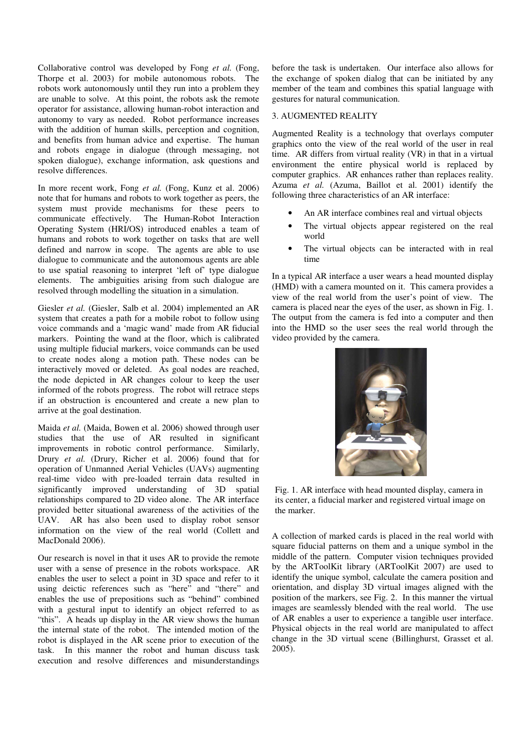Collaborative control was developed by Fong *et al.* (Fong, Thorpe et al. 2003) for mobile autonomous robots. The robots work autonomously until they run into a problem they are unable to solve. At this point, the robots ask the remote operator for assistance, allowing human-robot interaction and autonomy to vary as needed. Robot performance increases with the addition of human skills, perception and cognition, and benefits from human advice and expertise. The human and robots engage in dialogue (through messaging, not spoken dialogue), exchange information, ask questions and resolve differences.

In more recent work, Fong *et al.* (Fong, Kunz et al. 2006) note that for humans and robots to work together as peers, the system must provide mechanisms for these peers to communicate effectively. The Human-Robot Interaction Operating System (HRI/OS) introduced enables a team of humans and robots to work together on tasks that are well defined and narrow in scope. The agents are able to use dialogue to communicate and the autonomous agents are able to use spatial reasoning to interpret 'left of' type dialogue elements. The ambiguities arising from such dialogue are resolved through modelling the situation in a simulation.

Giesler *et al.* (Giesler, Salb et al. 2004) implemented an AR system that creates a path for a mobile robot to follow using voice commands and a 'magic wand' made from AR fiducial markers. Pointing the wand at the floor, which is calibrated using multiple fiducial markers, voice commands can be used to create nodes along a motion path. These nodes can be interactively moved or deleted. As goal nodes are reached, the node depicted in AR changes colour to keep the user informed of the robots progress. The robot will retrace steps if an obstruction is encountered and create a new plan to arrive at the goal destination.

Maida *et al.* (Maida, Bowen et al. 2006) showed through user studies that the use of AR resulted in significant improvements in robotic control performance. Similarly, Drury *et al.* (Drury, Richer et al. 2006) found that for operation of Unmanned Aerial Vehicles (UAVs) augmenting real-time video with pre-loaded terrain data resulted in significantly improved understanding of 3D spatial relationships compared to 2D video alone. The AR interface provided better situational awareness of the activities of the UAV. AR has also been used to display robot sensor information on the view of the real world (Collett and MacDonald 2006).

Our research is novel in that it uses AR to provide the remote user with a sense of presence in the robots workspace. AR enables the user to select a point in 3D space and refer to it using deictic references such as "here" and "there" and enables the use of prepositions such as "behind" combined with a gestural input to identify an object referred to as "this". A heads up display in the AR view shows the human the internal state of the robot. The intended motion of the robot is displayed in the AR scene prior to execution of the task. In this manner the robot and human discuss task execution and resolve differences and misunderstandings before the task is undertaken. Our interface also allows for the exchange of spoken dialog that can be initiated by any member of the team and combines this spatial language with gestures for natural communication.

## 3. AUGMENTED REALITY

Augmented Reality is a technology that overlays computer graphics onto the view of the real world of the user in real time. AR differs from virtual reality (VR) in that in a virtual environment the entire physical world is replaced by computer graphics. AR enhances rather than replaces reality. Azuma *et al.* (Azuma, Baillot et al. 2001) identify the following three characteristics of an AR interface:

- An AR interface combines real and virtual objects
- The virtual objects appear registered on the real world
- The virtual objects can be interacted with in real time

In a typical AR interface a user wears a head mounted display (HMD) with a camera mounted on it. This camera provides a view of the real world from the user's point of view. The camera is placed near the eyes of the user, as shown in Fig. 1. The output from the camera is fed into a computer and then into the HMD so the user sees the real world through the video provided by the camera.

Fig. 1. AR interface with head mounted display, camera in its center, a fiducial marker and registered virtual image on the marker.

A collection of marked cards is placed in the real world with square fiducial patterns on them and a unique symbol in the middle of the pattern. Computer vision techniques provided by the ARToolKit library (ARToolKit 2007) are used to identify the unique symbol, calculate the camera position and orientation, and display 3D virtual images aligned with the position of the markers, see Fig. 2. In this manner the virtual images are seamlessly blended with the real world. The use of AR enables a user to experience a tangible user interface. Physical objects in the real world are manipulated to affect change in the 3D virtual scene (Billinghurst, Grasset et al. 2005).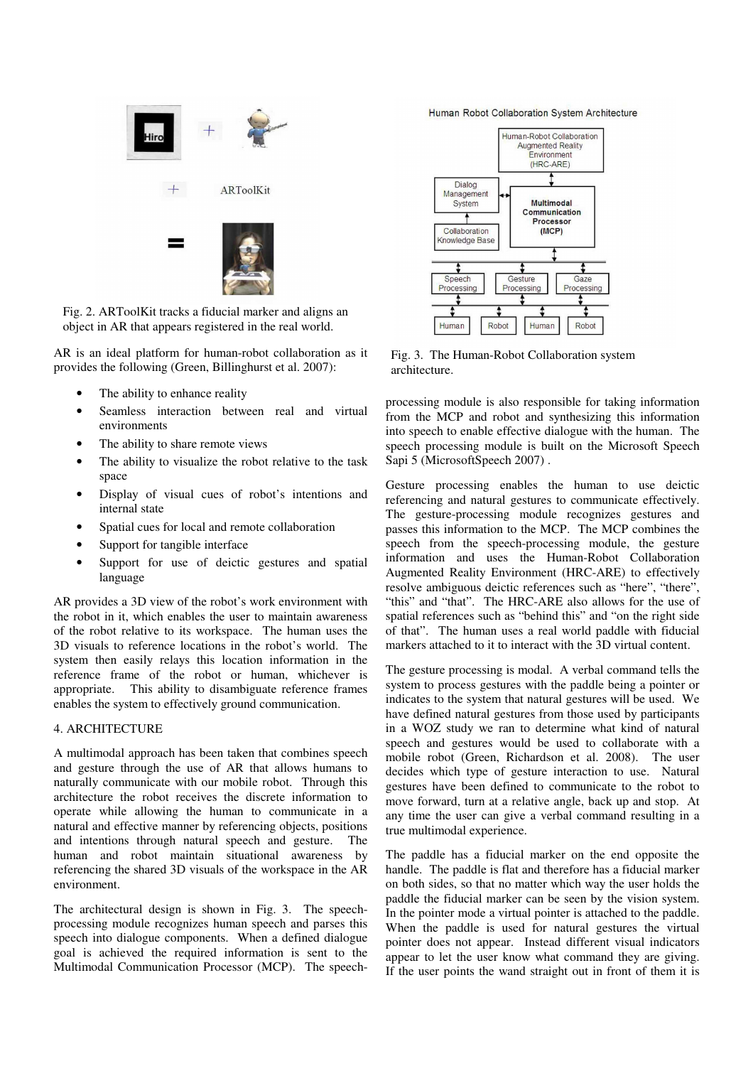Fig. 2. ARToolKit tracks a fiducial marker and aligns an object in AR that appears registered in the real world.

AR is an ideal platform for human-robot collaboration as it provides the following (Green, Billinghurst et al. 2007):

- The ability to enhance reality
- Seamless interaction between real and virtual environments
- The ability to share remote views
- The ability to visualize the robot relative to the task space
- Display of visual cues of robot's intentions and internal state
- Spatial cues for local and remote collaboration
- Support for tangible interface
- Support for use of deictic gestures and spatial language

AR provides a 3D view of the robot's work environment with the robot in it, which enables the user to maintain awareness of the robot relative to its workspace. The human uses the 3D visuals to reference locations in the robot's world. The system then easily relays this location information in the reference frame of the robot or human, whichever is appropriate. This ability to disambiguate reference frames enables the system to effectively ground communication.

## 4. ARCHITECTURE

A multimodal approach has been taken that combines speech and gesture through the use of AR that allows humans to naturally communicate with our mobile robot. Through this architecture the robot receives the discrete information to operate while allowing the human to communicate in a natural and effective manner by referencing objects, positions and intentions through natural speech and gesture. The human and robot maintain situational awareness by referencing the shared 3D visuals of the workspace in the AR environment.

The architectural design is shown in Fig. 3. The speech-processing module recognizes human speech and parses this speech into dialogue components. When a defined dialogue goal is achieved the required information is sent to the Multimodal Communication Processor (MCP). The speech-processing module is also responsible for taking information from the MCP and robot and synthesizing this information into speech to enable effective dialogue with the human. The speech processing module is built on the Microsoft Speech Sapi 5 (MicrosoftSpeech 2007) .

Fig. 3. The Human-Robot Collaboration system architecture.

Gesture processing enables the human to use deictic referencing and natural gestures to communicate effectively. The gesture-processing module recognizes gestures and passes this information to the MCP. The MCP combines the speech from the speech-processing module, the gesture information and uses the Human-Robot Collaboration Augmented Reality Environment (HRC-ARE) to effectively resolve ambiguous deictic references such as "here", "there", "this" and "that". The HRC-ARE also allows for the use of spatial references such as "behind this" and "on the right side of that". The human uses a real world paddle with fiducial markers attached to it to interact with the 3D virtual content.

The gesture processing is modal. A verbal command tells the system to process gestures with the paddle being a pointer or indicates to the system that natural gestures will be used. We have defined natural gestures from those used by participants in a WOZ study we ran to determine what kind of natural speech and gestures would be used to collaborate with a mobile robot (Green, Richardson et al. 2008). The user decides which type of gesture interaction to use. Natural gestures have been defined to communicate to the robot to move forward, turn at a relative angle, back up and stop. At any time the user can give a verbal command resulting in a true multimodal experience.

The paddle has a fiducial marker on the end opposite the handle. The paddle is flat and therefore has a fiducial marker on both sides, so that no matter which way the user holds the paddle the fiducial marker can be seen by the vision system. In the pointer mode a virtual pointer is attached to the paddle. When the paddle is used for natural gestures the virtual pointer does not appear. Instead different visual indicators appear to let the user know what command they are giving. If the user points the wand straight out in front of them it is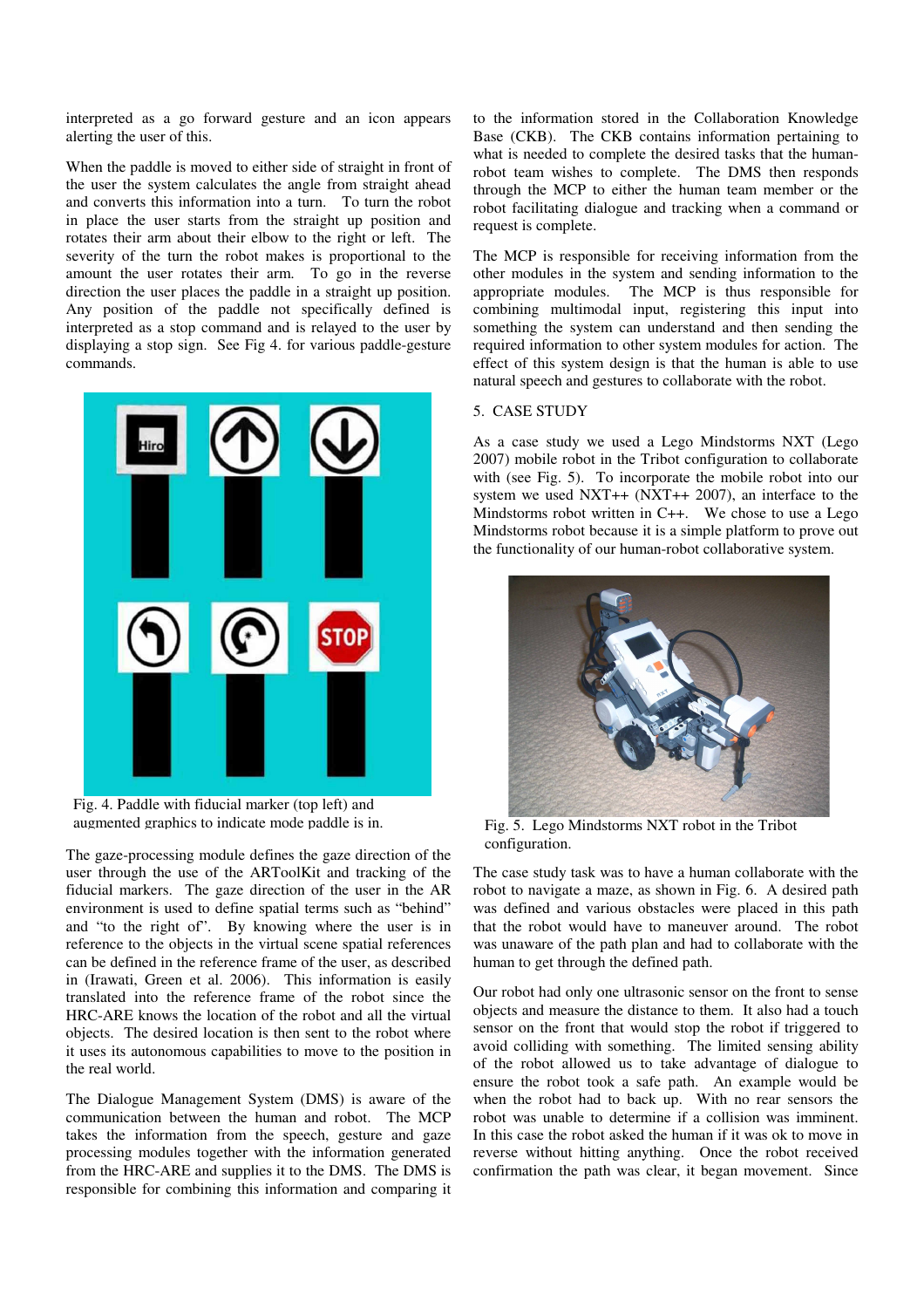interpreted as a go forward gesture and an icon appears alerting the user of this.

When the paddle is moved to either side of straight in front of the user the system calculates the angle from straight ahead and converts this information into a turn. To turn the robot in place the user starts from the straight up position and rotates their arm about their elbow to the right or left. The severity of the turn the robot makes is proportional to the amount the user rotates their arm. To go in the reverse direction the user places the paddle in a straight up position. Any position of the paddle not specifically defined is interpreted as a stop command and is relayed to the user by displaying a stop sign. See Fig 4. for various paddle-gesture commands.

Fig. 4. Paddle with fiducial marker (top left) and augmented graphics to indicate mode paddle is in.

The gaze-processing module defines the gaze direction of the user through the use of the ARToolKit and tracking of the fiducial markers. The gaze direction of the user in the AR environment is used to define spatial terms such as "behind" and "to the right of". By knowing where the user is in reference to the objects in the virtual scene spatial references can be defined in the reference frame of the user, as described in (Irawati, Green et al. 2006). This information is easily translated into the reference frame of the robot since the HRC-ARE knows the location of the robot and all the virtual objects. The desired location is then sent to the robot where it uses its autonomous capabilities to move to the position in the real world.

The Dialogue Management System (DMS) is aware of the communication between the human and robot. The MCP takes the information from the speech, gesture and gaze processing modules together with the information generated from the HRC-ARE and supplies it to the DMS. The DMS is responsible for combining this information and comparing it to the information stored in the Collaboration Knowledge Base (CKB). The CKB contains information pertaining to what is needed to complete the desired tasks that the human-robot team wishes to complete. The DMS then responds through the MCP to either the human team member or the robot facilitating dialogue and tracking when a command or request is complete.

The MCP is responsible for receiving information from the other modules in the system and sending information to the appropriate modules. The MCP is thus responsible for combining multimodal input, registering this input into something the system can understand and then sending the required information to other system modules for action. The effect of this system design is that the human is able to use natural speech and gestures to collaborate with the robot.

## 5. CASE STUDY

As a case study we used a Lego Mindstorms NXT (Lego 2007) mobile robot in the Tribot configuration to collaborate with (see Fig. 5). To incorporate the mobile robot into our system we used NXT++ (NXT++ 2007), an interface to the Mindstorms robot written in C++. We chose to use a Lego Mindstorms robot because it is a simple platform to prove out the functionality of our human-robot collaborative system.

Fig. 5. Lego Mindstorms NXT robot in the Tribot configuration.

The case study task was to have a human collaborate with the robot to navigate a maze, as shown in Fig. 6. A desired path was defined and various obstacles were placed in this path that the robot would have to maneuver around. The robot was unaware of the path plan and had to collaborate with the human to get through the defined path.

Our robot had only one ultrasonic sensor on the front to sense objects and measure the distance to them. It also had a touch sensor on the front that would stop the robot if triggered to avoid colliding with something. The limited sensing ability of the robot allowed us to take advantage of dialogue to ensure the robot took a safe path. An example would be when the robot had to back up. With no rear sensors the robot was unable to determine if a collision was imminent. In this case the robot asked the human if it was ok to move in reverse without hitting anything. Once the robot received confirmation the path was clear, it began movement. Since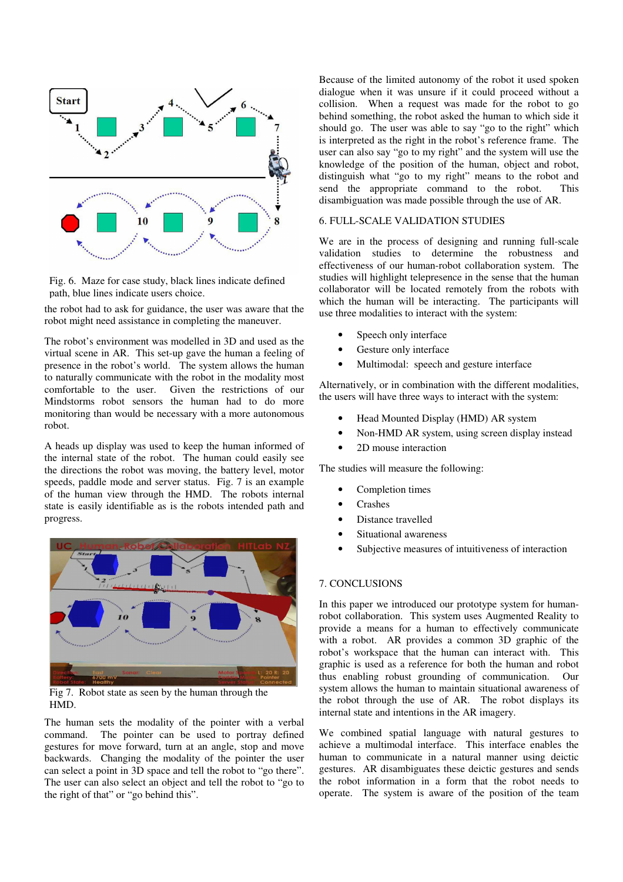Fig. 6. Maze for case study, black lines indicate defined path, blue lines indicate users choice.

the robot had to ask for guidance, the user was aware that the robot might need assistance in completing the maneuver.

The robot's environment was modelled in 3D and used as the virtual scene in AR. This set-up gave the human a feeling of presence in the robot's world. The system allows the human to naturally communicate with the robot in the modality most comfortable to the user. Given the restrictions of our Mindstorms robot sensors the human had to do more monitoring than would be necessary with a more autonomous robot.

A heads up display was used to keep the human informed of the internal state of the robot. The human could easily see the directions the robot was moving, the battery level, motor speeds, paddle mode and server status. Fig. 7 is an example of the human view through the HMD. The robots internal state is easily identifiable as is the robots intended path and progress.

Fig 7. Robot state as seen by the human through the HMD.

The human sets the modality of the pointer with a verbal command. The pointer can be used to portray defined gestures for move forward, turn at an angle, stop and move backwards. Changing the modality of the pointer the user can select a point in 3D space and tell the robot to "go there". The user can also select an object and tell the robot to "go to the right of that" or "go behind this".

Because of the limited autonomy of the robot it used spoken dialogue when it was unsure if it could proceed without a collision. When a request was made for the robot to go behind something, the robot asked the human to which side it should go. The user was able to say "go to the right" which is interpreted as the right in the robot's reference frame. The user can also say "go to my right" and the system will use the knowledge of the position of the human, object and robot, distinguish what "go to my right" means to the robot and send the appropriate command to the robot. This disambiguation was made possible through the use of AR.

## 6. FULL-SCALE VALIDATION STUDIES

We are in the process of designing and running full-scale validation studies to determine the robustness and effectiveness of our human-robot collaboration system. The studies will highlight telepresence in the sense that the human collaborator will be located remotely from the robots with which the human will be interacting. The participants will use three modalities to interact with the system:

- Speech only interface
- Gesture only interface
- Multimodal: speech and gesture interface

Alternatively, or in combination with the different modalities, the users will have three ways to interact with the system:

- Head Mounted Display (HMD) AR system
- Non-HMD AR system, using screen display instead
- 2D mouse interaction

The studies will measure the following:

- Completion times
- Crashes
- Distance travelled
- Situational awareness
- Subjective measures of intuitiveness of interaction

## 7. CONCLUSIONS

In this paper we introduced our prototype system for human-robot collaboration. This system uses Augmented Reality to provide a means for a human to effectively communicate with a robot. AR provides a common 3D graphic of the robot's workspace that the human can interact with. This graphic is used as a reference for both the human and robot thus enabling robust grounding of communication. Our system allows the human to maintain situational awareness of the robot through the use of AR. The robot displays its internal state and intentions in the AR imagery.

We combined spatial language with natural gestures to achieve a multimodal interface. This interface enables the human to communicate in a natural manner using deictic gestures. AR disambiguates these deictic gestures and sends the robot information in a form that the robot needs to operate. The system is aware of the position of the team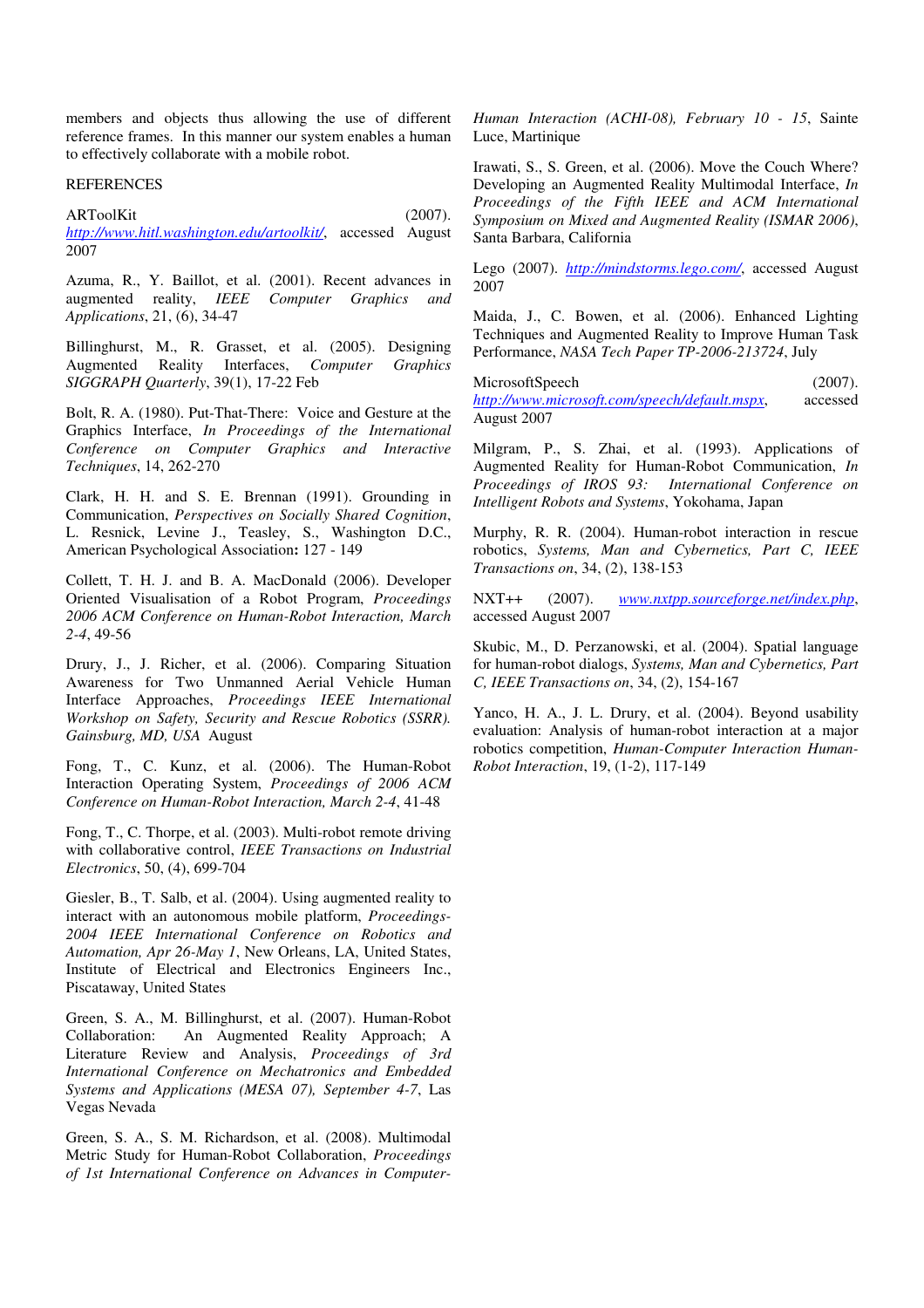members and objects thus allowing the use of different reference frames. In this manner our system enables a human to effectively collaborate with a mobile robot.

REFERENCES

ARToolKit (2007). *http://www.hitl.washington.edu/artoolkit/*, accessed August 2007

Azuma, R., Y. Baillot, et al. (2001). Recent advances in augmented reality, *IEEE Computer Graphics and Applications*, 21, (6), 34-47

Billinghurst, M., R. Grasset, et al. (2005). Designing Augmented Reality Interfaces, *Computer Graphics SIGGRAPH Quarterly*, 39(1), 17-22 Feb

Bolt, R. A. (1980). Put-That-There: Voice and Gesture at the Graphics Interface, *In Proceedings of the International Conference on Computer Graphics and Interactive Techniques*, 14, 262-270

Clark, H. H. and S. E. Brennan (1991). Grounding in Communication, *Perspectives on Socially Shared Cognition*, L. Resnick, Levine J., Teasley, S., Washington D.C., American Psychological Association**:** 127 - 149

Collett, T. H. J. and B. A. MacDonald (2006). Developer Oriented Visualisation of a Robot Program, *Proceedings 2006 ACM Conference on Human-Robot Interaction, March 2-4*, 49-56

Drury, J., J. Richer, et al. (2006). Comparing Situation Awareness for Two Unmanned Aerial Vehicle Human Interface Approaches, *Proceedings IEEE International Workshop on Safety, Security and Rescue Robotics (SSRR). Gainsburg, MD, USA* August

Fong, T., C. Kunz, et al. (2006). The Human-Robot Interaction Operating System, *Proceedings of 2006 ACM Conference on Human-Robot Interaction, March 2-4*, 41-48

Fong, T., C. Thorpe, et al. (2003). Multi-robot remote driving with collaborative control, *IEEE Transactions on Industrial Electronics*, 50, (4), 699-704

Giesler, B., T. Salb, et al. (2004). Using augmented reality to interact with an autonomous mobile platform, *Proceedings-2004 IEEE International Conference on Robotics and Automation, Apr 26-May 1*, New Orleans, LA, United States, Institute of Electrical and Electronics Engineers Inc., Piscataway, United States

Green, S. A., M. Billinghurst, et al. (2007). Human-Robot Collaboration: An Augmented Reality Approach; A Literature Review and Analysis, *Proceedings of 3rd International Conference on Mechatronics and Embedded Systems and Applications (MESA 07), September 4-7*, Las Vegas Nevada

Green, S. A., S. M. Richardson, et al. (2008). Multimodal Metric Study for Human-Robot Collaboration, *Proceedings of 1st International Conference on Advances in Computer-Human Interaction (ACHI-08), February 10 - 15*, Sainte Luce, Martinique

Irawati, S., S. Green, et al. (2006). Move the Couch Where? Developing an Augmented Reality Multimodal Interface, *In Proceedings of the Fifth IEEE and ACM International Symposium on Mixed and Augmented Reality (ISMAR 2006)*, Santa Barbara, California

Lego (2007). *http://mindstorms.lego.com/*, accessed August 2007

Maida, J., C. Bowen, et al. (2006). Enhanced Lighting Techniques and Augmented Reality to Improve Human Task Performance, *NASA Tech Paper TP-2006-213724*, July

MicrosoftSpeech (2007). *http://www.microsoft.com/speech/default.mspx*, accessed August 2007

Milgram, P., S. Zhai, et al. (1993). Applications of Augmented Reality for Human-Robot Communication, *In Proceedings of IROS 93: International Conference on Intelligent Robots and Systems*, Yokohama, Japan

Murphy, R. R. (2004). Human-robot interaction in rescue robotics, *Systems, Man and Cybernetics, Part C, IEEE Transactions on*, 34, (2), 138-153

NXT++ (2007). *www.nxtpp.sourceforge.net/index.php*, accessed August 2007

Skubic, M., D. Perzanowski, et al. (2004). Spatial language for human-robot dialogs, *Systems, Man and Cybernetics, Part C, IEEE Transactions on*, 34, (2), 154-167

Yanco, H. A., J. L. Drury, et al. (2004). Beyond usability evaluation: Analysis of human-robot interaction at a major robotics competition, *Human-Computer Interaction Human-Robot Interaction*, 19, (1-2), 117-149